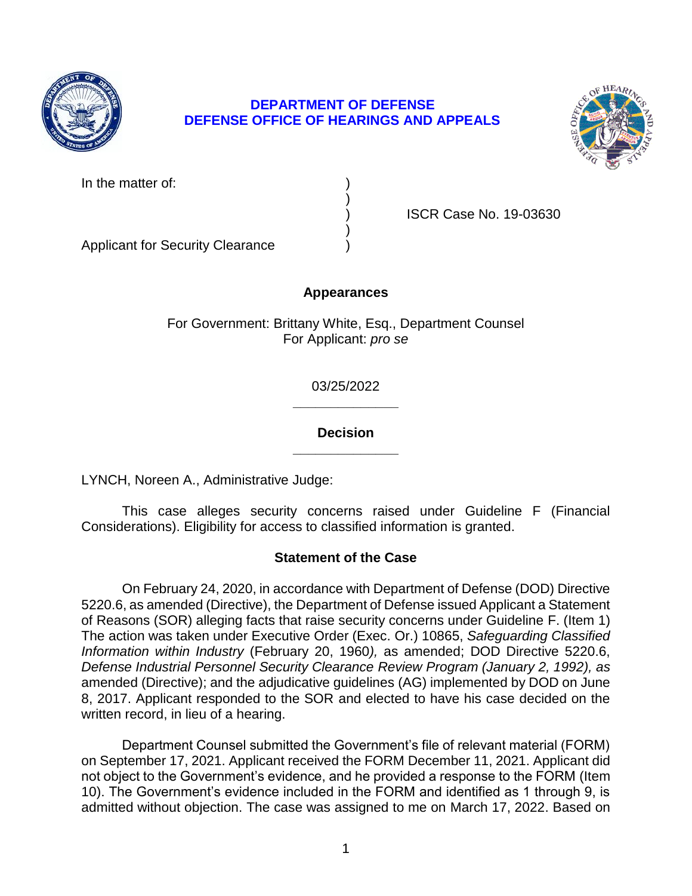**DEPARTMENT OF DEFENSE**
**DEFENSE OFFICE OF HEARINGS AND APPEALS**

In the matter of: )
)
) ISCR Case No. 19-03630
)
Applicant for Security Clearance )

**Appearances**

For Government: Brittany White, Esq., Department Counsel
For Applicant: *pro se*

03/25/2022

---

**Decision**

---

LYNCH, Noreen A., Administrative Judge:

This case alleges security concerns raised under Guideline F (Financial Considerations). Eligibility for access to classified information is granted.

**Statement of the Case**

On February 24, 2020, in accordance with Department of Defense (DOD) Directive 5220.6, as amended (Directive), the Department of Defense issued Applicant a Statement of Reasons (SOR) alleging facts that raise security concerns under Guideline F. (Item 1) The action was taken under Executive Order (Exec. Or.) 10865, *Safeguarding Classified Information within Industry* (February 20, 1960*),* as amended; DOD Directive 5220.6, *Defense Industrial Personnel Security Clearance Review Program (January 2, 1992), as* amended (Directive); and the adjudicative guidelines (AG) implemented by DOD on June 8, 2017. Applicant responded to the SOR and elected to have his case decided on the written record, in lieu of a hearing.

Department Counsel submitted the Government's file of relevant material (FORM) on September 17, 2021. Applicant received the FORM December 11, 2021. Applicant did not object to the Government's evidence, and he provided a response to the FORM (Item 10). The Government's evidence included in the FORM and identified as 1 through 9, is admitted without objection. The case was assigned to me on March 17, 2022. Based on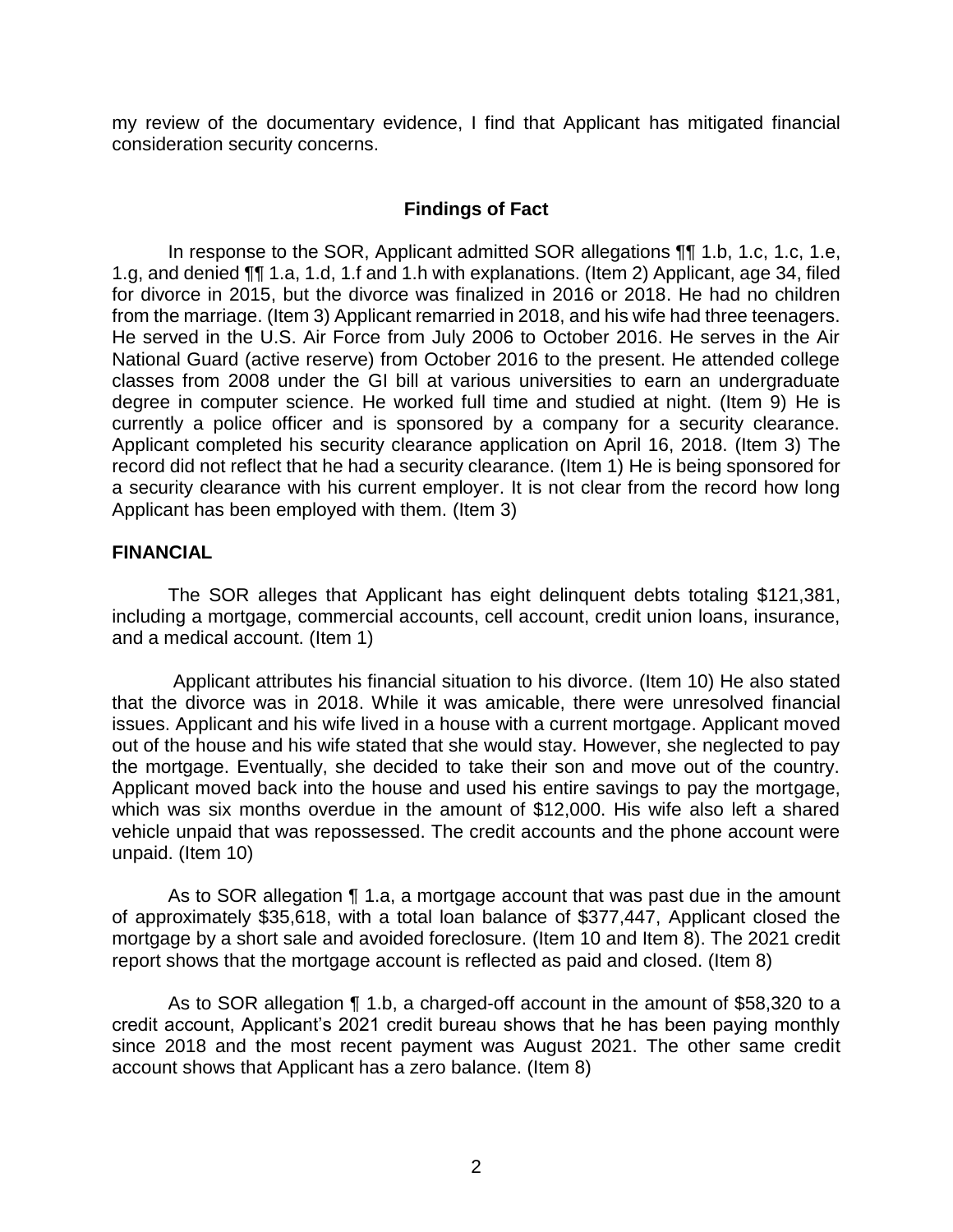my review of the documentary evidence, I find that Applicant has mitigated financial consideration security concerns.

## Findings of Fact

In response to the SOR, Applicant admitted SOR allegations ¶¶ 1.b, 1.c, 1.c, 1.e, 1.g, and denied ¶¶ 1.a, 1.d, 1.f and 1.h with explanations. (Item 2) Applicant, age 34, filed for divorce in 2015, but the divorce was finalized in 2016 or 2018. He had no children from the marriage. (Item 3) Applicant remarried in 2018, and his wife had three teenagers. He served in the U.S. Air Force from July 2006 to October 2016. He serves in the Air National Guard (active reserve) from October 2016 to the present. He attended college classes from 2008 under the GI bill at various universities to earn an undergraduate degree in computer science. He worked full time and studied at night. (Item 9) He is currently a police officer and is sponsored by a company for a security clearance. Applicant completed his security clearance application on April 16, 2018. (Item 3) The record did not reflect that he had a security clearance. (Item 1) He is being sponsored for a security clearance with his current employer. It is not clear from the record how long Applicant has been employed with them. (Item 3)

### FINANCIAL

The SOR alleges that Applicant has eight delinquent debts totaling $121,381, including a mortgage, commercial accounts, cell account, credit union loans, insurance, and a medical account. (Item 1)

Applicant attributes his financial situation to his divorce. (Item 10) He also stated that the divorce was in 2018. While it was amicable, there were unresolved financial issues. Applicant and his wife lived in a house with a current mortgage. Applicant moved out of the house and his wife stated that she would stay. However, she neglected to pay the mortgage. Eventually, she decided to take their son and move out of the country. Applicant moved back into the house and used his entire savings to pay the mortgage, which was six months overdue in the amount of $12,000. His wife also left a shared vehicle unpaid that was repossessed. The credit accounts and the phone account were unpaid. (Item 10)

As to SOR allegation ¶ 1.a, a mortgage account that was past due in the amount of approximately $35,618, with a total loan balance of $377,447, Applicant closed the mortgage by a short sale and avoided foreclosure. (Item 10 and Item 8). The 2021 credit report shows that the mortgage account is reflected as paid and closed. (Item 8)

As to SOR allegation ¶ 1.b, a charged-off account in the amount of $58,320 to a credit account, Applicant's 2021 credit bureau shows that he has been paying monthly since 2018 and the most recent payment was August 2021. The other same credit account shows that Applicant has a zero balance. (Item 8)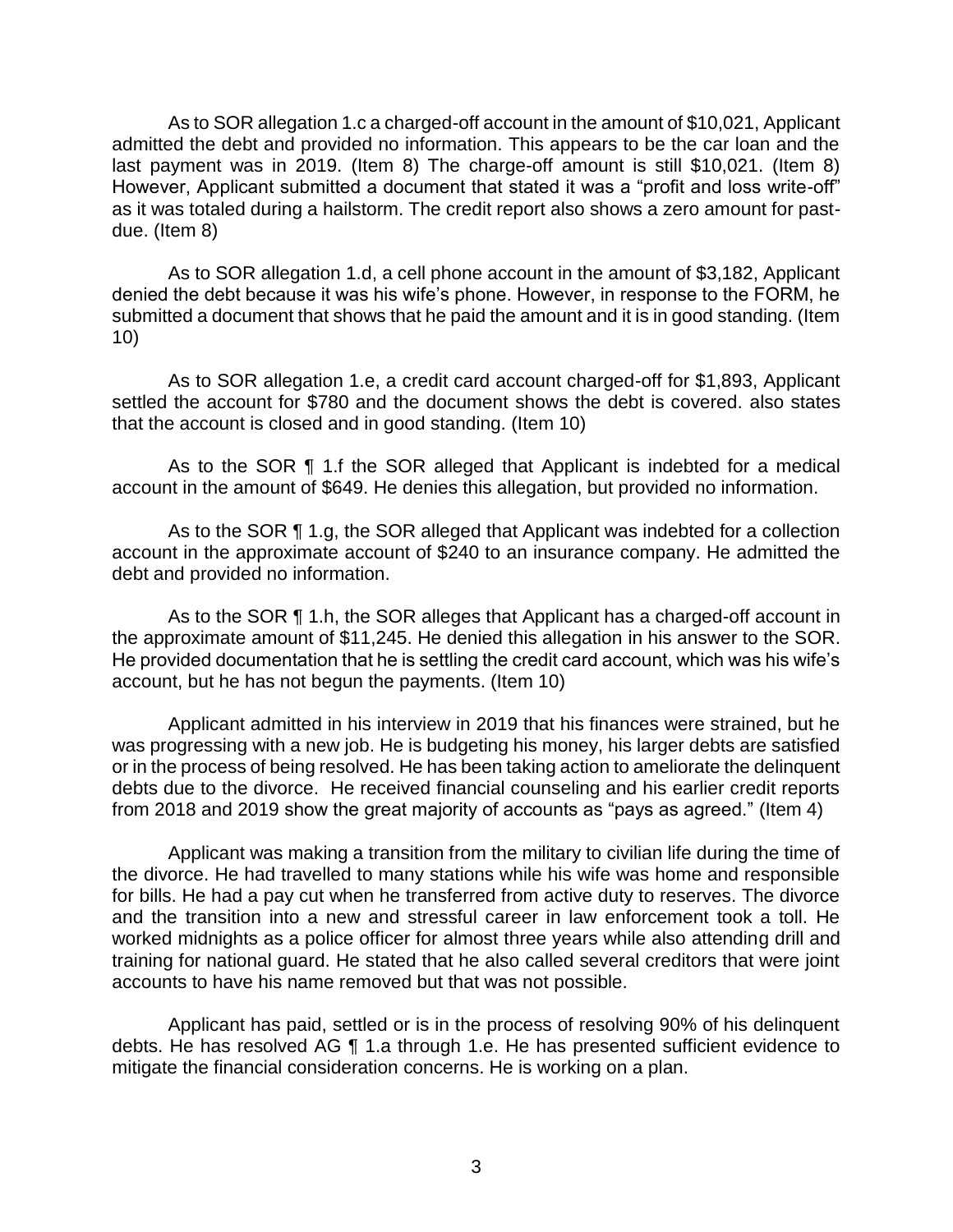As to SOR allegation 1.c a charged-off account in the amount of $10,021, Applicant admitted the debt and provided no information. This appears to be the car loan and the last payment was in 2019. (Item 8) The charge-off amount is still $10,021. (Item 8) However, Applicant submitted a document that stated it was a "profit and loss write-off" as it was totaled during a hailstorm. The credit report also shows a zero amount for past-due. (Item 8)

As to SOR allegation 1.d, a cell phone account in the amount of $3,182, Applicant denied the debt because it was his wife's phone. However, in response to the FORM, he submitted a document that shows that he paid the amount and it is in good standing. (Item 10)

As to SOR allegation 1.e, a credit card account charged-off for $1,893, Applicant settled the account for $780 and the document shows the debt is covered. also states that the account is closed and in good standing. (Item 10)

As to the SOR ¶ 1.f the SOR alleged that Applicant is indebted for a medical account in the amount of $649. He denies this allegation, but provided no information.

As to the SOR ¶ 1.g, the SOR alleged that Applicant was indebted for a collection account in the approximate account of $240 to an insurance company. He admitted the debt and provided no information.

As to the SOR ¶ 1.h, the SOR alleges that Applicant has a charged-off account in the approximate amount of $11,245. He denied this allegation in his answer to the SOR. He provided documentation that he is settling the credit card account, which was his wife's account, but he has not begun the payments. (Item 10)

Applicant admitted in his interview in 2019 that his finances were strained, but he was progressing with a new job. He is budgeting his money, his larger debts are satisfied or in the process of being resolved. He has been taking action to ameliorate the delinquent debts due to the divorce. He received financial counseling and his earlier credit reports from 2018 and 2019 show the great majority of accounts as "pays as agreed." (Item 4)

Applicant was making a transition from the military to civilian life during the time of the divorce. He had travelled to many stations while his wife was home and responsible for bills. He had a pay cut when he transferred from active duty to reserves. The divorce and the transition into a new and stressful career in law enforcement took a toll. He worked midnights as a police officer for almost three years while also attending drill and training for national guard. He stated that he also called several creditors that were joint accounts to have his name removed but that was not possible.

Applicant has paid, settled or is in the process of resolving 90% of his delinquent debts. He has resolved AG ¶ 1.a through 1.e. He has presented sufficient evidence to mitigate the financial consideration concerns. He is working on a plan.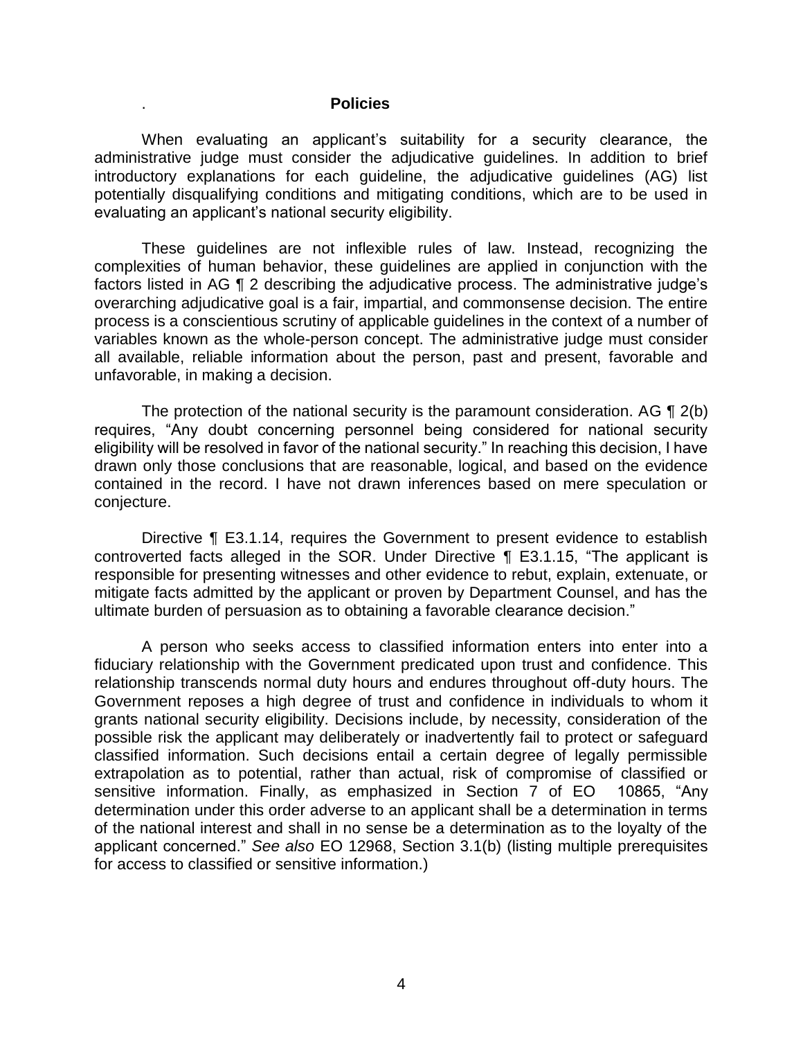## Policies

When evaluating an applicant's suitability for a security clearance, the administrative judge must consider the adjudicative guidelines. In addition to brief introductory explanations for each guideline, the adjudicative guidelines (AG) list potentially disqualifying conditions and mitigating conditions, which are to be used in evaluating an applicant's national security eligibility.

These guidelines are not inflexible rules of law. Instead, recognizing the complexities of human behavior, these guidelines are applied in conjunction with the factors listed in AG ¶ 2 describing the adjudicative process. The administrative judge's overarching adjudicative goal is a fair, impartial, and commonsense decision. The entire process is a conscientious scrutiny of applicable guidelines in the context of a number of variables known as the whole-person concept. The administrative judge must consider all available, reliable information about the person, past and present, favorable and unfavorable, in making a decision.

The protection of the national security is the paramount consideration. AG ¶ 2(b) requires, "Any doubt concerning personnel being considered for national security eligibility will be resolved in favor of the national security." In reaching this decision, I have drawn only those conclusions that are reasonable, logical, and based on the evidence contained in the record. I have not drawn inferences based on mere speculation or conjecture.

Directive ¶ E3.1.14, requires the Government to present evidence to establish controverted facts alleged in the SOR. Under Directive ¶ E3.1.15, "The applicant is responsible for presenting witnesses and other evidence to rebut, explain, extenuate, or mitigate facts admitted by the applicant or proven by Department Counsel, and has the ultimate burden of persuasion as to obtaining a favorable clearance decision."

A person who seeks access to classified information enters into enter into a fiduciary relationship with the Government predicated upon trust and confidence. This relationship transcends normal duty hours and endures throughout off-duty hours. The Government reposes a high degree of trust and confidence in individuals to whom it grants national security eligibility. Decisions include, by necessity, consideration of the possible risk the applicant may deliberately or inadvertently fail to protect or safeguard classified information. Such decisions entail a certain degree of legally permissible extrapolation as to potential, rather than actual, risk of compromise of classified or sensitive information. Finally, as emphasized in Section 7 of EO 10865, "Any determination under this order adverse to an applicant shall be a determination in terms of the national interest and shall in no sense be a determination as to the loyalty of the applicant concerned." *See also* EO 12968, Section 3.1(b) (listing multiple prerequisites for access to classified or sensitive information.)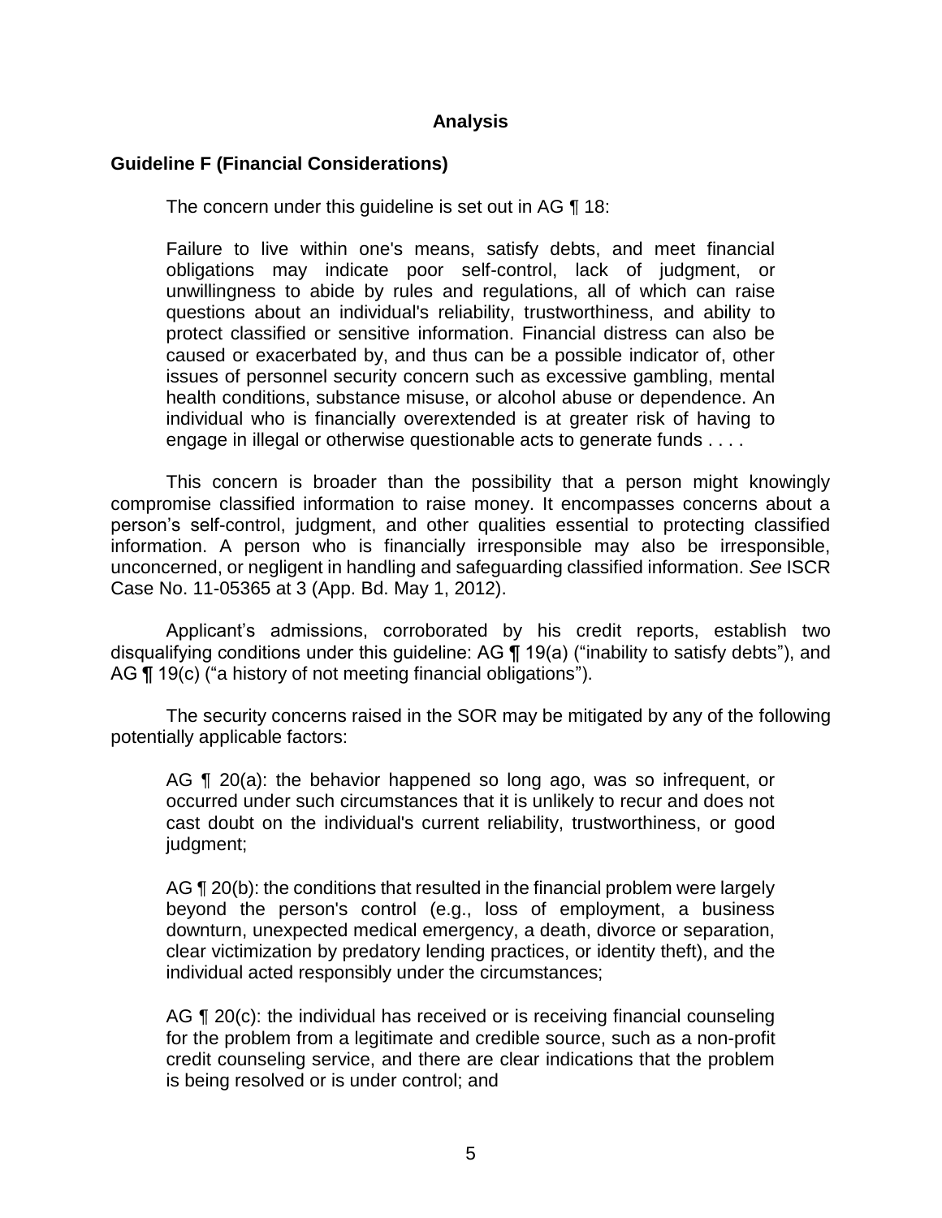## Analysis

### Guideline F (Financial Considerations)

The concern under this guideline is set out in AG ¶ 18:

> Failure to live within one's means, satisfy debts, and meet financial obligations may indicate poor self-control, lack of judgment, or unwillingness to abide by rules and regulations, all of which can raise questions about an individual's reliability, trustworthiness, and ability to protect classified or sensitive information. Financial distress can also be caused or exacerbated by, and thus can be a possible indicator of, other issues of personnel security concern such as excessive gambling, mental health conditions, substance misuse, or alcohol abuse or dependence. An individual who is financially overextended is at greater risk of having to engage in illegal or otherwise questionable acts to generate funds . . . .

This concern is broader than the possibility that a person might knowingly compromise classified information to raise money. It encompasses concerns about a person's self-control, judgment, and other qualities essential to protecting classified information. A person who is financially irresponsible may also be irresponsible, unconcerned, or negligent in handling and safeguarding classified information. *See* ISCR Case No. 11-05365 at 3 (App. Bd. May 1, 2012).

Applicant's admissions, corroborated by his credit reports, establish two disqualifying conditions under this guideline: AG **¶** 19(a) ("inability to satisfy debts"), and AG **¶** 19(c) ("a history of not meeting financial obligations").

The security concerns raised in the SOR may be mitigated by any of the following potentially applicable factors:

> AG ¶ 20(a): the behavior happened so long ago, was so infrequent, or occurred under such circumstances that it is unlikely to recur and does not cast doubt on the individual's current reliability, trustworthiness, or good judgment;
>
> AG ¶ 20(b): the conditions that resulted in the financial problem were largely beyond the person's control (e.g., loss of employment, a business downturn, unexpected medical emergency, a death, divorce or separation, clear victimization by predatory lending practices, or identity theft), and the individual acted responsibly under the circumstances;
>
> AG ¶ 20(c): the individual has received or is receiving financial counseling for the problem from a legitimate and credible source, such as a non-profit credit counseling service, and there are clear indications that the problem is being resolved or is under control; and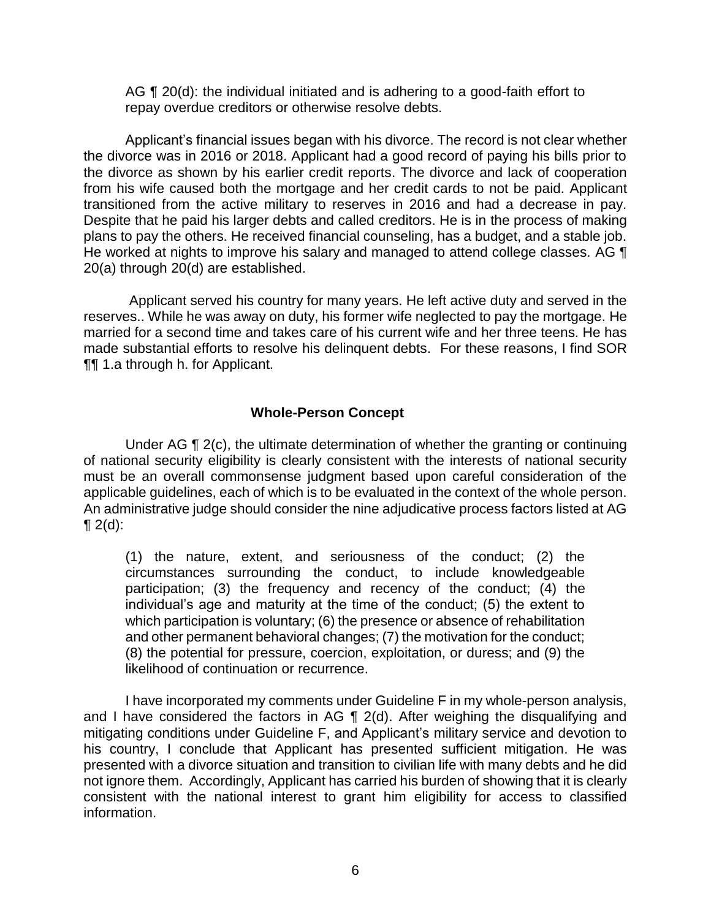AG ¶ 20(d): the individual initiated and is adhering to a good-faith effort to repay overdue creditors or otherwise resolve debts.

Applicant's financial issues began with his divorce. The record is not clear whether the divorce was in 2016 or 2018. Applicant had a good record of paying his bills prior to the divorce as shown by his earlier credit reports. The divorce and lack of cooperation from his wife caused both the mortgage and her credit cards to not be paid. Applicant transitioned from the active military to reserves in 2016 and had a decrease in pay. Despite that he paid his larger debts and called creditors. He is in the process of making plans to pay the others. He received financial counseling, has a budget, and a stable job. He worked at nights to improve his salary and managed to attend college classes. AG ¶ 20(a) through 20(d) are established.

Applicant served his country for many years. He left active duty and served in the reserves.. While he was away on duty, his former wife neglected to pay the mortgage. He married for a second time and takes care of his current wife and her three teens. He has made substantial efforts to resolve his delinquent debts. For these reasons, I find SOR ¶¶ 1.a through h. for Applicant.

## Whole-Person Concept

Under AG ¶ 2(c), the ultimate determination of whether the granting or continuing of national security eligibility is clearly consistent with the interests of national security must be an overall commonsense judgment based upon careful consideration of the applicable guidelines, each of which is to be evaluated in the context of the whole person. An administrative judge should consider the nine adjudicative process factors listed at AG ¶ 2(d):

> (1) the nature, extent, and seriousness of the conduct; (2) the circumstances surrounding the conduct, to include knowledgeable participation; (3) the frequency and recency of the conduct; (4) the individual's age and maturity at the time of the conduct; (5) the extent to which participation is voluntary; (6) the presence or absence of rehabilitation and other permanent behavioral changes; (7) the motivation for the conduct; (8) the potential for pressure, coercion, exploitation, or duress; and (9) the likelihood of continuation or recurrence.

I have incorporated my comments under Guideline F in my whole-person analysis, and I have considered the factors in AG ¶ 2(d). After weighing the disqualifying and mitigating conditions under Guideline F, and Applicant's military service and devotion to his country, I conclude that Applicant has presented sufficient mitigation. He was presented with a divorce situation and transition to civilian life with many debts and he did not ignore them. Accordingly, Applicant has carried his burden of showing that it is clearly consistent with the national interest to grant him eligibility for access to classified information.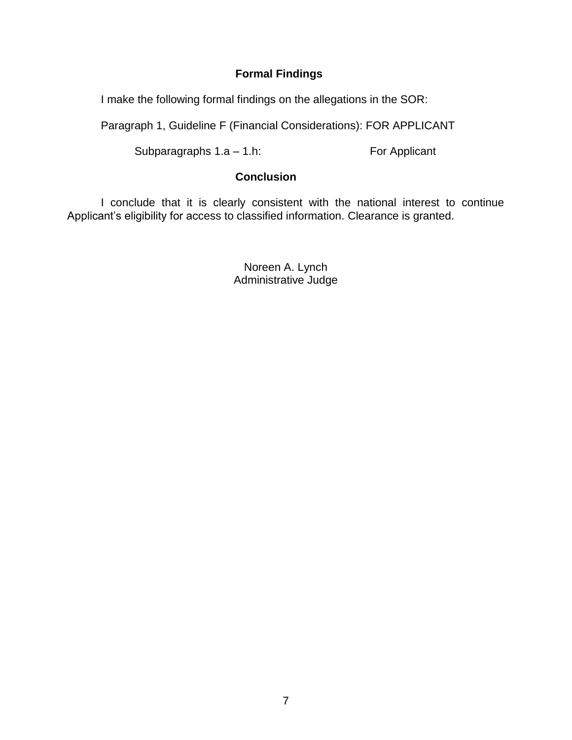## Formal Findings

I make the following formal findings on the allegations in the SOR:

Paragraph 1, Guideline F (Financial Considerations): FOR APPLICANT

Subparagraphs 1.a – 1.h: For Applicant

## Conclusion

I conclude that it is clearly consistent with the national interest to continue Applicant's eligibility for access to classified information. Clearance is granted.

Noreen A. Lynch
Administrative Judge